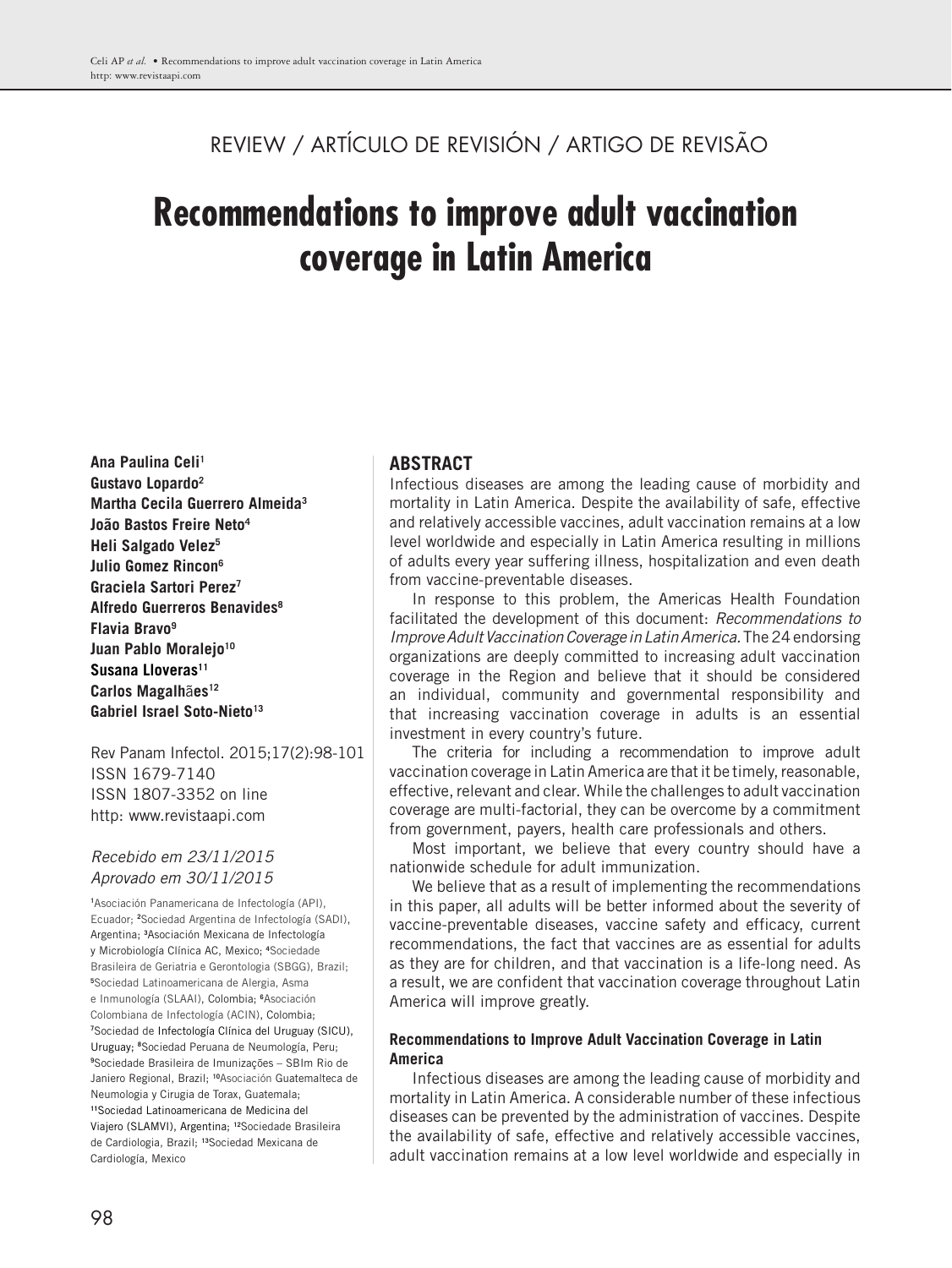REVIEW / ARTÍCULO DE REVISIÓN / ARTIGO DE REVISÃO

# Recommendations to improve adult vaccination coverage in Latin America

**Ana Paulina Celi**[1]
**Gustavo Lopardo**[2]
**Martha Cecila Guerrero Almeida**[3]
**João Bastos Freire Neto**[4]
**Heli Salgado Velez**[5]
**Julio Gomez Rincon**[6]
**Graciela Sartori Perez**[7]
**Alfredo Guerreros Benavides**[8]
**Flavia Bravo**[9]
**Juan Pablo Moralejo**[10]
**Susana Lloveras**[11]
**Carlos Magalhães**[12]
**Gabriel Israel Soto-Nieto**[13]

Rev Panam Infectol. 2015;17(2):98-101
ISSN 1679-7140
ISSN 1807-3352 on line
http: www.revistaapi.com

*Recebido em 23/11/2015*
*Aprovado em 30/11/2015*

[1]Asociación Panamericana de Infectología (API), Ecuador; [2]Sociedad Argentina de Infectología (SADI), Argentina; [3]Asociación Mexicana de Infectología y Microbiología Clínica AC, Mexico; [4]Sociedade Brasileira de Geriatria e Gerontologia (SBGG), Brazil; [5]Sociedad Latinoamericana de Alergia, Asma e Inmunología (SLAAI), Colombia; [6]Asociación Colombiana de Infectología (ACIN), Colombia; [7]Sociedad de Infectología Clínica del Uruguay (SICU), Uruguay; [8]Sociedad Peruana de Neumología, Peru; [9]Sociedade Brasileira de Imunizações – SBIm Rio de Janiero Regional, Brazil; [10]Asociación Guatemalteca de Neumologia y Cirugia de Torax, Guatemala; [11]Sociedad Latinoamericana de Medicina del Viajero (SLAMVI), Argentina; [12]Sociedade Brasileira de Cardiologia, Brazil; [13]Sociedad Mexicana de Cardiología, Mexico

## ABSTRACT

Infectious diseases are among the leading cause of morbidity and mortality in Latin America. Despite the availability of safe, effective and relatively accessible vaccines, adult vaccination remains at a low level worldwide and especially in Latin America resulting in millions of adults every year suffering illness, hospitalization and even death from vaccine-preventable diseases.

In response to this problem, the Americas Health Foundation facilitated the development of this document: *Recommendations to Improve Adult Vaccination Coverage in Latin America.* The 24 endorsing organizations are deeply committed to increasing adult vaccination coverage in the Region and believe that it should be considered an individual, community and governmental responsibility and that increasing vaccination coverage in adults is an essential investment in every country's future.

The criteria for including a recommendation to improve adult vaccination coverage in Latin America are that it be timely, reasonable, effective, relevant and clear. While the challenges to adult vaccination coverage are multi-factorial, they can be overcome by a commitment from government, payers, health care professionals and others.

Most important, we believe that every country should have a nationwide schedule for adult immunization.

We believe that as a result of implementing the recommendations in this paper, all adults will be better informed about the severity of vaccine-preventable diseases, vaccine safety and efficacy, current recommendations, the fact that vaccines are as essential for adults as they are for children, and that vaccination is a life-long need. As a result, we are confident that vaccination coverage throughout Latin America will improve greatly.

### Recommendations to Improve Adult Vaccination Coverage in Latin America

Infectious diseases are among the leading cause of morbidity and mortality in Latin America. A considerable number of these infectious diseases can be prevented by the administration of vaccines. Despite the availability of safe, effective and relatively accessible vaccines, adult vaccination remains at a low level worldwide and especially in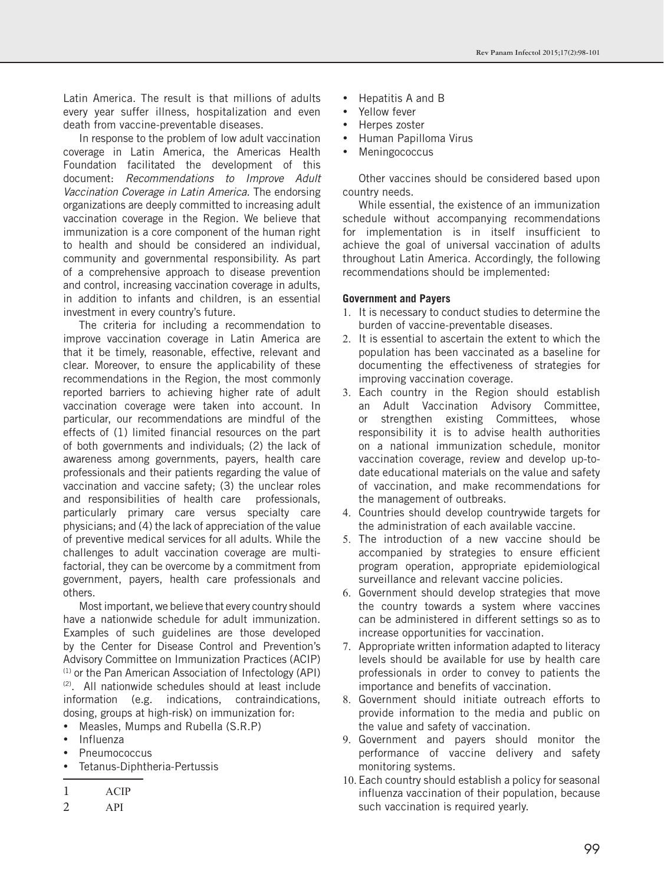Latin America. The result is that millions of adults every year suffer illness, hospitalization and even death from vaccine-preventable diseases.

In response to the problem of low adult vaccination coverage in Latin America, the Americas Health Foundation facilitated the development of this document: *Recommendations to Improve Adult Vaccination Coverage in Latin America.* The endorsing organizations are deeply committed to increasing adult vaccination coverage in the Region. We believe that immunization is a core component of the human right to health and should be considered an individual, community and governmental responsibility. As part of a comprehensive approach to disease prevention and control, increasing vaccination coverage in adults, in addition to infants and children, is an essential investment in every country's future.

The criteria for including a recommendation to improve vaccination coverage in Latin America are that it be timely, reasonable, effective, relevant and clear. Moreover, to ensure the applicability of these recommendations in the Region, the most commonly reported barriers to achieving higher rate of adult vaccination coverage were taken into account. In particular, our recommendations are mindful of the effects of (1) limited financial resources on the part of both governments and individuals; (2) the lack of awareness among governments, payers, health care professionals and their patients regarding the value of vaccination and vaccine safety; (3) the unclear roles and responsibilities of health care professionals, particularly primary care versus specialty care physicians; and (4) the lack of appreciation of the value of preventive medical services for all adults. While the challenges to adult vaccination coverage are multi-factorial, they can be overcome by a commitment from government, payers, health care professionals and others.

Most important, we believe that every country should have a nationwide schedule for adult immunization. Examples of such guidelines are those developed by the Center for Disease Control and Prevention's Advisory Committee on Immunization Practices (ACIP) [1] or the Pan American Association of Infectology (API) [2]. All nationwide schedules should at least include information (e.g. indications, contraindications, dosing, groups at high-risk) on immunization for:

- Measles, Mumps and Rubella (S.R.P)
- Influenza
- Pneumococcus
- Tetanus-Diphtheria-Pertussis
- Hepatitis A and B
- Yellow fever
- Herpes zoster
- Human Papilloma Virus
- Meningococcus

Other vaccines should be considered based upon country needs.

While essential, the existence of an immunization schedule without accompanying recommendations for implementation is in itself insufficient to achieve the goal of universal vaccination of adults throughout Latin America. Accordingly, the following recommendations should be implemented:

**Government and Payers**

1. It is necessary to conduct studies to determine the burden of vaccine-preventable diseases.
2. It is essential to ascertain the extent to which the population has been vaccinated as a baseline for documenting the effectiveness of strategies for improving vaccination coverage.
3. Each country in the Region should establish an Adult Vaccination Advisory Committee, or strengthen existing Committees, whose responsibility it is to advise health authorities on a national immunization schedule, monitor vaccination coverage, review and develop up-to-date educational materials on the value and safety of vaccination, and make recommendations for the management of outbreaks.
4. Countries should develop countrywide targets for the administration of each available vaccine.
5. The introduction of a new vaccine should be accompanied by strategies to ensure efficient program operation, appropriate epidemiological surveillance and relevant vaccine policies.
6. Government should develop strategies that move the country towards a system where vaccines can be administered in different settings so as to increase opportunities for vaccination.
7. Appropriate written information adapted to literacy levels should be available for use by health care professionals in order to convey to patients the importance and benefits of vaccination.
8. Government should initiate outreach efforts to provide information to the media and public on the value and safety of vaccination.
9. Government and payers should monitor the performance of vaccine delivery and safety monitoring systems.
10. Each country should establish a policy for seasonal influenza vaccination of their population, because such vaccination is required yearly.

---

1 ACIP

2 API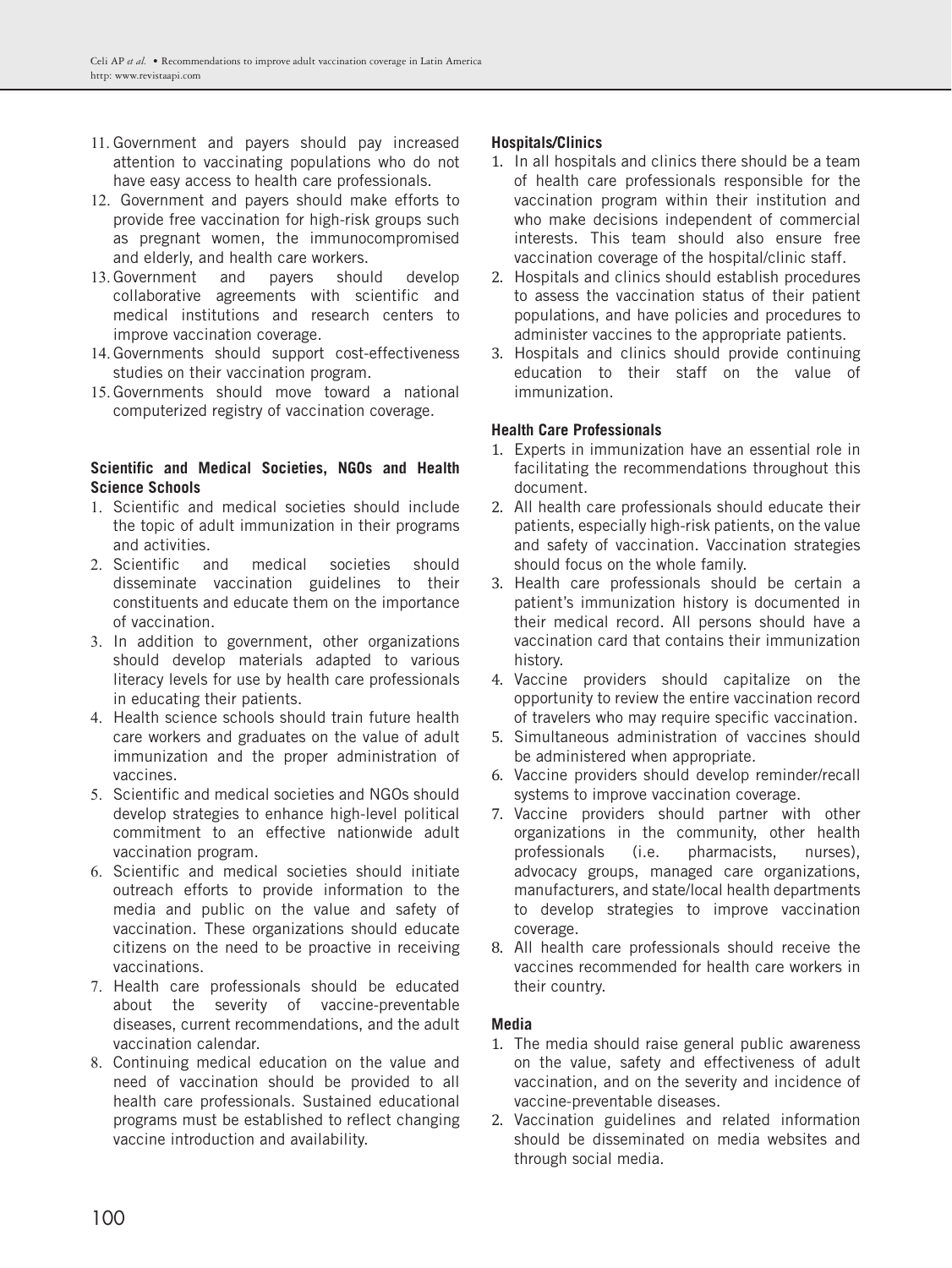11. Government and payers should pay increased attention to vaccinating populations who do not have easy access to health care professionals.
12. Government and payers should make efforts to provide free vaccination for high-risk groups such as pregnant women, the immunocompromised and elderly, and health care workers.
13. Government and payers should develop collaborative agreements with scientific and medical institutions and research centers to improve vaccination coverage.
14. Governments should support cost-effectiveness studies on their vaccination program.
15. Governments should move toward a national computerized registry of vaccination coverage.

**Scientific and Medical Societies, NGOs and Health Science Schools**

1. Scientific and medical societies should include the topic of adult immunization in their programs and activities.
2. Scientific and medical societies should disseminate vaccination guidelines to their constituents and educate them on the importance of vaccination.
3. In addition to government, other organizations should develop materials adapted to various literacy levels for use by health care professionals in educating their patients.
4. Health science schools should train future health care workers and graduates on the value of adult immunization and the proper administration of vaccines.
5. Scientific and medical societies and NGOs should develop strategies to enhance high-level political commitment to an effective nationwide adult vaccination program.
6. Scientific and medical societies should initiate outreach efforts to provide information to the media and public on the value and safety of vaccination. These organizations should educate citizens on the need to be proactive in receiving vaccinations.
7. Health care professionals should be educated about the severity of vaccine-preventable diseases, current recommendations, and the adult vaccination calendar.
8. Continuing medical education on the value and need of vaccination should be provided to all health care professionals. Sustained educational programs must be established to reflect changing vaccine introduction and availability.

**Hospitals/Clinics**

1. In all hospitals and clinics there should be a team of health care professionals responsible for the vaccination program within their institution and who make decisions independent of commercial interests. This team should also ensure free vaccination coverage of the hospital/clinic staff.
2. Hospitals and clinics should establish procedures to assess the vaccination status of their patient populations, and have policies and procedures to administer vaccines to the appropriate patients.
3. Hospitals and clinics should provide continuing education to their staff on the value of immunization.

**Health Care Professionals**

1. Experts in immunization have an essential role in facilitating the recommendations throughout this document.
2. All health care professionals should educate their patients, especially high-risk patients, on the value and safety of vaccination. Vaccination strategies should focus on the whole family.
3. Health care professionals should be certain a patient's immunization history is documented in their medical record. All persons should have a vaccination card that contains their immunization history.
4. Vaccine providers should capitalize on the opportunity to review the entire vaccination record of travelers who may require specific vaccination.
5. Simultaneous administration of vaccines should be administered when appropriate.
6. Vaccine providers should develop reminder/recall systems to improve vaccination coverage.
7. Vaccine providers should partner with other organizations in the community, other health professionals (i.e. pharmacists, nurses), advocacy groups, managed care organizations, manufacturers, and state/local health departments to develop strategies to improve vaccination coverage.
8. All health care professionals should receive the vaccines recommended for health care workers in their country.

**Media**

1. The media should raise general public awareness on the value, safety and effectiveness of adult vaccination, and on the severity and incidence of vaccine-preventable diseases.
2. Vaccination guidelines and related information should be disseminated on media websites and through social media.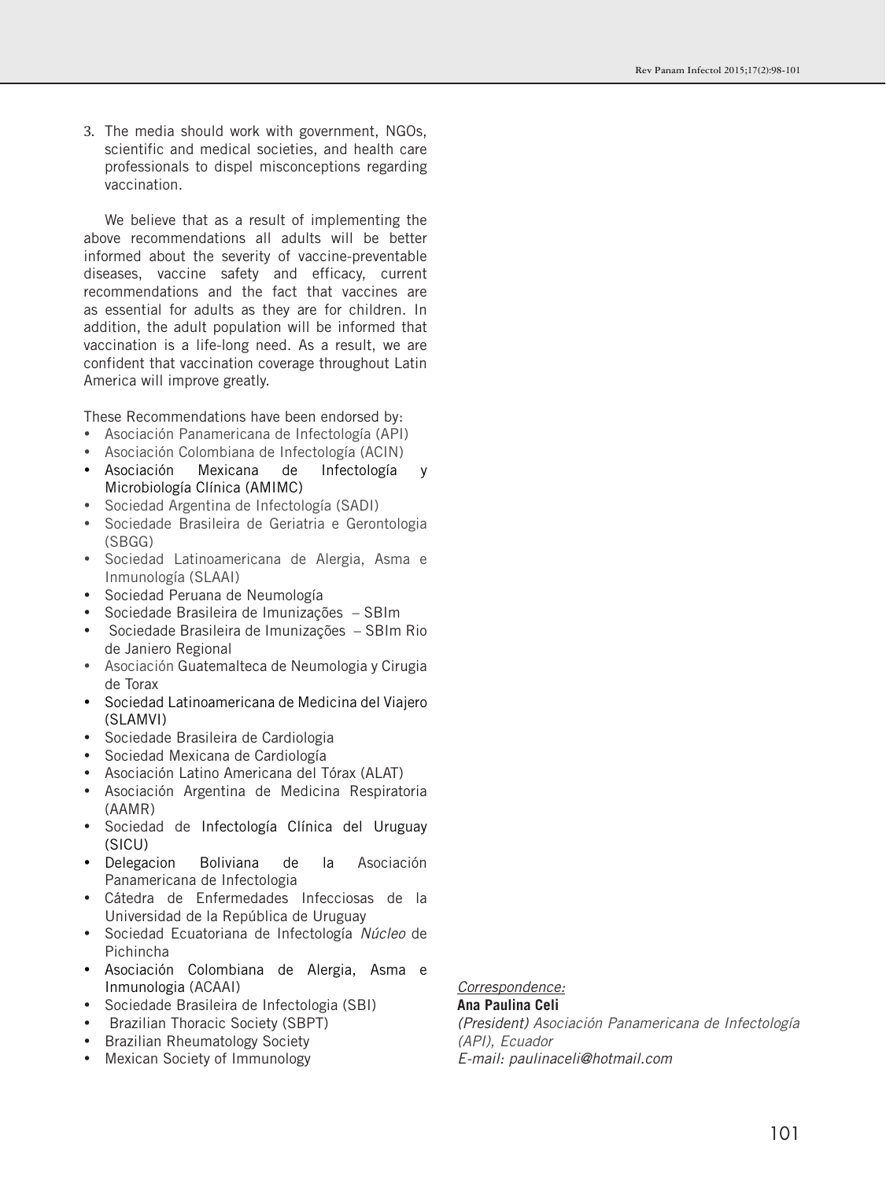3. The media should work with government, NGOs, scientific and medical societies, and health care professionals to dispel misconceptions regarding vaccination.

We believe that as a result of implementing the above recommendations all adults will be better informed about the severity of vaccine-preventable diseases, vaccine safety and efficacy, current recommendations and the fact that vaccines are as essential for adults as they are for children. In addition, the adult population will be informed that vaccination is a life-long need. As a result, we are confident that vaccination coverage throughout Latin America will improve greatly.

These Recommendations have been endorsed by:

- Asociación Panamericana de Infectología (API)
- Asociación Colombiana de Infectología (ACIN)
- Asociación Mexicana de Infectología y Microbiología Clínica (AMIMC)
- Sociedad Argentina de Infectología (SADI)
- Sociedade Brasileira de Geriatria e Gerontologia (SBGG)
- Sociedad Latinoamericana de Alergia, Asma e Inmunología (SLAAI)
- Sociedad Peruana de Neumología
- Sociedade Brasileira de Imunizações – SBIm
- Sociedade Brasileira de Imunizações – SBIm Rio de Janiero Regional
- Asociación Guatemalteca de Neumologia y Cirugia de Torax
- Sociedad Latinoamericana de Medicina del Viajero (SLAMVI)
- Sociedade Brasileira de Cardiologia
- Sociedad Mexicana de Cardiología
- Asociación Latino Americana del Tórax (ALAT)
- Asociación Argentina de Medicina Respiratoria (AAMR)
- Sociedad de Infectología Clínica del Uruguay (SICU)
- Delegacion Boliviana de la Asociación Panamericana de Infectologia
- Cátedra de Enfermedades Infecciosas de la Universidad de la República de Uruguay
- Sociedad Ecuatoriana de Infectología *Núcleo* de Pichincha
- Asociación Colombiana de Alergia, Asma e Inmunologia (ACAAI)
- Sociedade Brasileira de Infectologia (SBI)
- Brazilian Thoracic Society (SBPT)
- Brazilian Rheumatology Society
- Mexican Society of Immunology

*Correspondence:*
**Ana Paulina Celi**
*(President) Asociación Panamericana de Infectología (API), Ecuador*
*E-mail: paulinaceli@hotmail.com*